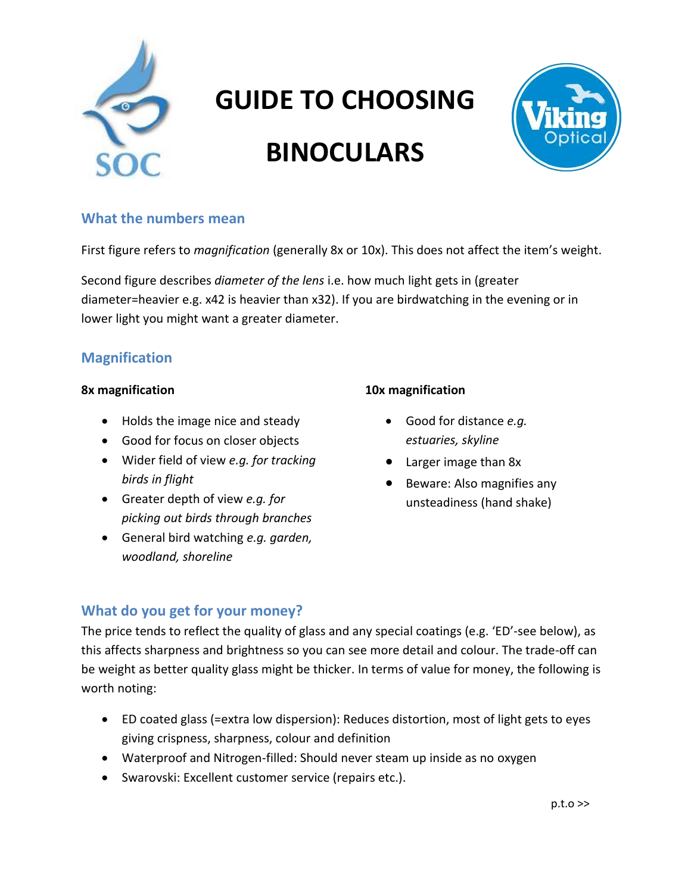# GUIDE TO CHOOSING BINOCULARS

## What the numbers mean

First figure refers to *magnification* (generally 8x or 10x). This does not affect the item's weight.

Second figure describes *diameter of the lens* i.e. how much light gets in (greater diameter=heavier e.g. x42 is heavier than x32). If you are birdwatching in the evening or in lower light you might want a greater diameter.

## Magnification

**8x magnification**

- Holds the image nice and steady
- Good for focus on closer objects
- Wider field of view *e.g. for tracking birds in flight*
- Greater depth of view *e.g. for picking out birds through branches*
- General bird watching *e.g. garden, woodland, shoreline*

**10x magnification**

- Good for distance *e.g. estuaries, skyline*
- Larger image than 8x
- Beware: Also magnifies any unsteadiness (hand shake)

## What do you get for your money?

The price tends to reflect the quality of glass and any special coatings (e.g. 'ED'-see below), as this affects sharpness and brightness so you can see more detail and colour. The trade-off can be weight as better quality glass might be thicker. In terms of value for money, the following is worth noting:

- ED coated glass (=extra low dispersion): Reduces distortion, most of light gets to eyes giving crispness, sharpness, colour and definition
- Waterproof and Nitrogen-filled: Should never steam up inside as no oxygen
- Swarovski: Excellent customer service (repairs etc.).

p.t.o >>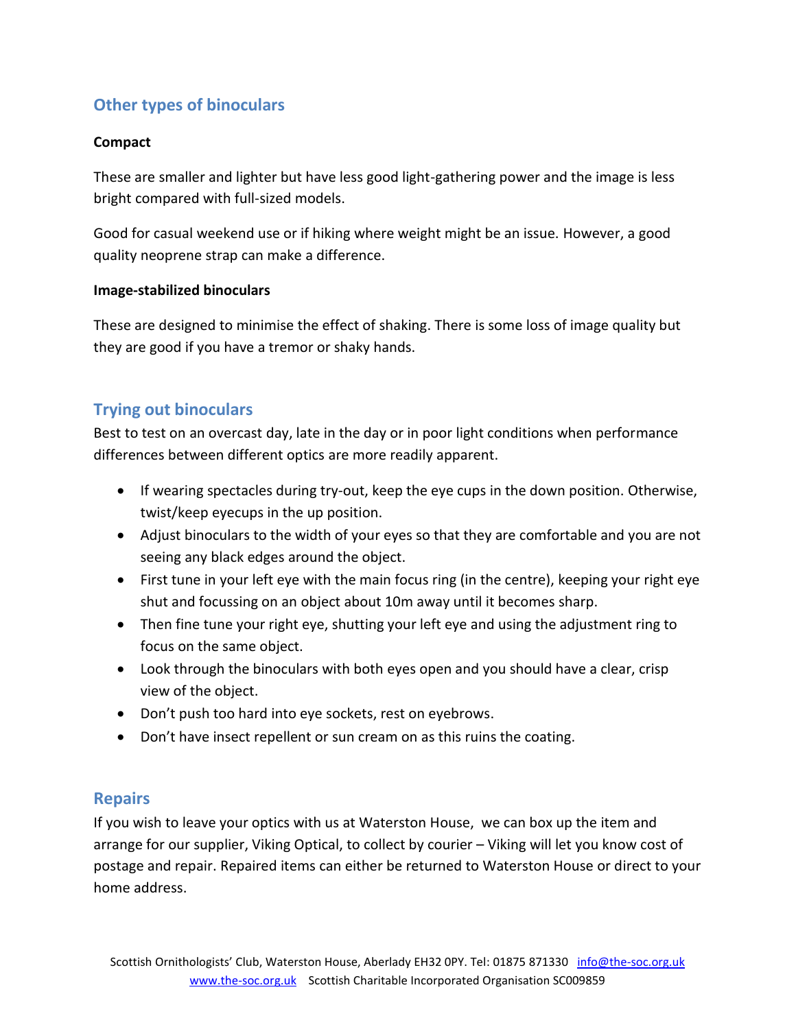## Other types of binoculars

**Compact**

These are smaller and lighter but have less good light-gathering power and the image is less bright compared with full-sized models.

Good for casual weekend use or if hiking where weight might be an issue. However, a good quality neoprene strap can make a difference.

**Image-stabilized binoculars**

These are designed to minimise the effect of shaking. There is some loss of image quality but they are good if you have a tremor or shaky hands.

## Trying out binoculars

Best to test on an overcast day, late in the day or in poor light conditions when performance differences between different optics are more readily apparent.

- If wearing spectacles during try-out, keep the eye cups in the down position. Otherwise, twist/keep eyecups in the up position.
- Adjust binoculars to the width of your eyes so that they are comfortable and you are not seeing any black edges around the object.
- First tune in your left eye with the main focus ring (in the centre), keeping your right eye shut and focussing on an object about 10m away until it becomes sharp.
- Then fine tune your right eye, shutting your left eye and using the adjustment ring to focus on the same object.
- Look through the binoculars with both eyes open and you should have a clear, crisp view of the object.
- Don't push too hard into eye sockets, rest on eyebrows.
- Don't have insect repellent or sun cream on as this ruins the coating.

## Repairs

If you wish to leave your optics with us at Waterston House, we can box up the item and arrange for our supplier, Viking Optical, to collect by courier – Viking will let you know cost of postage and repair. Repaired items can either be returned to Waterston House or direct to your home address.